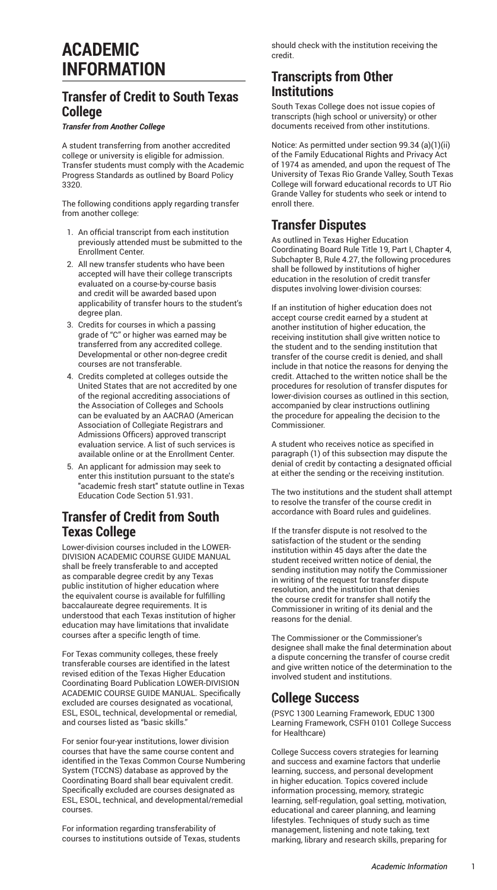# ACADEMIC INFORMATION

## Transfer of Credit to South Texas College

***Transfer from Another College***

A student transferring from another accredited college or university is eligible for admission. Transfer students must comply with the Academic Progress Standards as outlined by Board Policy 3320.

The following conditions apply regarding transfer from another college:

1. An official transcript from each institution previously attended must be submitted to the Enrollment Center.
2. All new transfer students who have been accepted will have their college transcripts evaluated on a course-by-course basis and credit will be awarded based upon applicability of transfer hours to the student's degree plan.
3. Credits for courses in which a passing grade of "C" or higher was earned may be transferred from any accredited college. Developmental or other non-degree credit courses are not transferable.
4. Credits completed at colleges outside the United States that are not accredited by one of the regional accrediting associations of the Association of Colleges and Schools can be evaluated by an AACRAO (American Association of Collegiate Registrars and Admissions Officers) approved transcript evaluation service. A list of such services is available online or at the Enrollment Center.
5. An applicant for admission may seek to enter this institution pursuant to the state's "academic fresh start" statute outline in Texas Education Code Section 51.931.

## Transfer of Credit from South Texas College

Lower-division courses included in the LOWER-DIVISION ACADEMIC COURSE GUIDE MANUAL shall be freely transferable to and accepted as comparable degree credit by any Texas public institution of higher education where the equivalent course is available for fulfilling baccalaureate degree requirements. It is understood that each Texas institution of higher education may have limitations that invalidate courses after a specific length of time.

For Texas community colleges, these freely transferable courses are identified in the latest revised edition of the Texas Higher Education Coordinating Board Publication LOWER-DIVISION ACADEMIC COURSE GUIDE MANUAL. Specifically excluded are courses designated as vocational, ESL, ESOL, technical, developmental or remedial, and courses listed as "basic skills."

For senior four-year institutions, lower division courses that have the same course content and identified in the Texas Common Course Numbering System (TCCNS) database as approved by the Coordinating Board shall bear equivalent credit. Specifically excluded are courses designated as ESL, ESOL, technical, and developmental/remedial courses.

For information regarding transferability of courses to institutions outside of Texas, students should check with the institution receiving the credit.

## Transcripts from Other Institutions

South Texas College does not issue copies of transcripts (high school or university) or other documents received from other institutions.

Notice: As permitted under section 99.34 (a)(1)(ii) of the Family Educational Rights and Privacy Act of 1974 as amended, and upon the request of The University of Texas Rio Grande Valley, South Texas College will forward educational records to UT Rio Grande Valley for students who seek or intend to enroll there.

## Transfer Disputes

As outlined in Texas Higher Education Coordinating Board Rule Title 19, Part I, Chapter 4, Subchapter B, Rule 4.27, the following procedures shall be followed by institutions of higher education in the resolution of credit transfer disputes involving lower-division courses:

If an institution of higher education does not accept course credit earned by a student at another institution of higher education, the receiving institution shall give written notice to the student and to the sending institution that transfer of the course credit is denied, and shall include in that notice the reasons for denying the credit. Attached to the written notice shall be the procedures for resolution of transfer disputes for lower-division courses as outlined in this section, accompanied by clear instructions outlining the procedure for appealing the decision to the Commissioner.

A student who receives notice as specified in paragraph (1) of this subsection may dispute the denial of credit by contacting a designated official at either the sending or the receiving institution.

The two institutions and the student shall attempt to resolve the transfer of the course credit in accordance with Board rules and guidelines.

If the transfer dispute is not resolved to the satisfaction of the student or the sending institution within 45 days after the date the student received written notice of denial, the sending institution may notify the Commissioner in writing of the request for transfer dispute resolution, and the institution that denies the course credit for transfer shall notify the Commissioner in writing of its denial and the reasons for the denial.

The Commissioner or the Commissioner's designee shall make the final determination about a dispute concerning the transfer of course credit and give written notice of the determination to the involved student and institutions.

## College Success

(PSYC 1300 Learning Framework, EDUC 1300 Learning Framework, CSFH 0101 College Success for Healthcare)

College Success covers strategies for learning and success and examine factors that underlie learning, success, and personal development in higher education. Topics covered include information processing, memory, strategic learning, self-regulation, goal setting, motivation, educational and career planning, and learning lifestyles. Techniques of study such as time management, listening and note taking, text marking, library and research skills, preparing for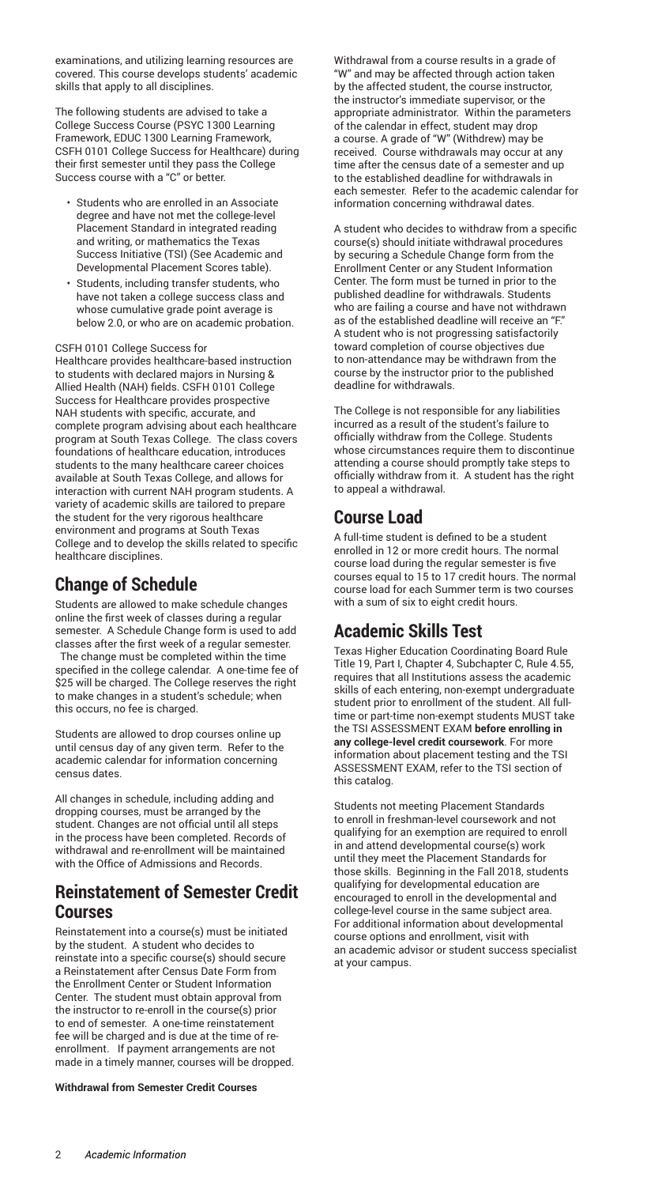examinations, and utilizing learning resources are covered. This course develops students' academic skills that apply to all disciplines.

The following students are advised to take a College Success Course (PSYC 1300 Learning Framework, EDUC 1300 Learning Framework, CSFH 0101 College Success for Healthcare) during their first semester until they pass the College Success course with a "C" or better.

- Students who are enrolled in an Associate degree and have not met the college-level Placement Standard in integrated reading and writing, or mathematics the Texas Success Initiative (TSI) (See Academic and Developmental Placement Scores table).
- Students, including transfer students, who have not taken a college success class and whose cumulative grade point average is below 2.0, or who are on academic probation.

CSFH 0101 College Success for Healthcare provides healthcare-based instruction to students with declared majors in Nursing & Allied Health (NAH) fields. CSFH 0101 College Success for Healthcare provides prospective NAH students with specific, accurate, and complete program advising about each healthcare program at South Texas College. The class covers foundations of healthcare education, introduces students to the many healthcare career choices available at South Texas College, and allows for interaction with current NAH program students. A variety of academic skills are tailored to prepare the student for the very rigorous healthcare environment and programs at South Texas College and to develop the skills related to specific healthcare disciplines.

## Change of Schedule

Students are allowed to make schedule changes online the first week of classes during a regular semester. A Schedule Change form is used to add classes after the first week of a regular semester. The change must be completed within the time specified in the college calendar. A one-time fee of $25 will be charged. The College reserves the right to make changes in a student's schedule; when this occurs, no fee is charged.

Students are allowed to drop courses online up until census day of any given term. Refer to the academic calendar for information concerning census dates.

All changes in schedule, including adding and dropping courses, must be arranged by the student. Changes are not official until all steps in the process have been completed. Records of withdrawal and re-enrollment will be maintained with the Office of Admissions and Records.

## Reinstatement of Semester Credit Courses

Reinstatement into a course(s) must be initiated by the student. A student who decides to reinstate into a specific course(s) should secure a Reinstatement after Census Date Form from the Enrollment Center or Student Information Center. The student must obtain approval from the instructor to re-enroll in the course(s) prior to end of semester. A one-time reinstatement fee will be charged and is due at the time of re-enrollment. If payment arrangements are not made in a timely manner, courses will be dropped.

**Withdrawal from Semester Credit Courses**

Withdrawal from a course results in a grade of "W" and may be affected through action taken by the affected student, the course instructor, the instructor's immediate supervisor, or the appropriate administrator. Within the parameters of the calendar in effect, student may drop a course. A grade of "W" (Withdrew) may be received. Course withdrawals may occur at any time after the census date of a semester and up to the established deadline for withdrawals in each semester. Refer to the academic calendar for information concerning withdrawal dates.

A student who decides to withdraw from a specific course(s) should initiate withdrawal procedures by securing a Schedule Change form from the Enrollment Center or any Student Information Center. The form must be turned in prior to the published deadline for withdrawals. Students who are failing a course and have not withdrawn as of the established deadline will receive an "F." A student who is not progressing satisfactorily toward completion of course objectives due to non-attendance may be withdrawn from the course by the instructor prior to the published deadline for withdrawals.

The College is not responsible for any liabilities incurred as a result of the student's failure to officially withdraw from the College. Students whose circumstances require them to discontinue attending a course should promptly take steps to officially withdraw from it. A student has the right to appeal a withdrawal.

## Course Load

A full-time student is defined to be a student enrolled in 12 or more credit hours. The normal course load during the regular semester is five courses equal to 15 to 17 credit hours. The normal course load for each Summer term is two courses with a sum of six to eight credit hours.

## Academic Skills Test

Texas Higher Education Coordinating Board Rule Title 19, Part I, Chapter 4, Subchapter C, Rule 4.55, requires that all Institutions assess the academic skills of each entering, non-exempt undergraduate student prior to enrollment of the student. All full-time or part-time non-exempt students MUST take the TSI ASSESSMENT EXAM **before enrolling in any college-level credit coursework**. For more information about placement testing and the TSI ASSESSMENT EXAM, refer to the TSI section of this catalog.

Students not meeting Placement Standards to enroll in freshman-level coursework and not qualifying for an exemption are required to enroll in and attend developmental course(s) work until they meet the Placement Standards for those skills. Beginning in the Fall 2018, students qualifying for developmental education are encouraged to enroll in the developmental and college-level course in the same subject area. For additional information about developmental course options and enrollment, visit with an academic advisor or student success specialist at your campus.